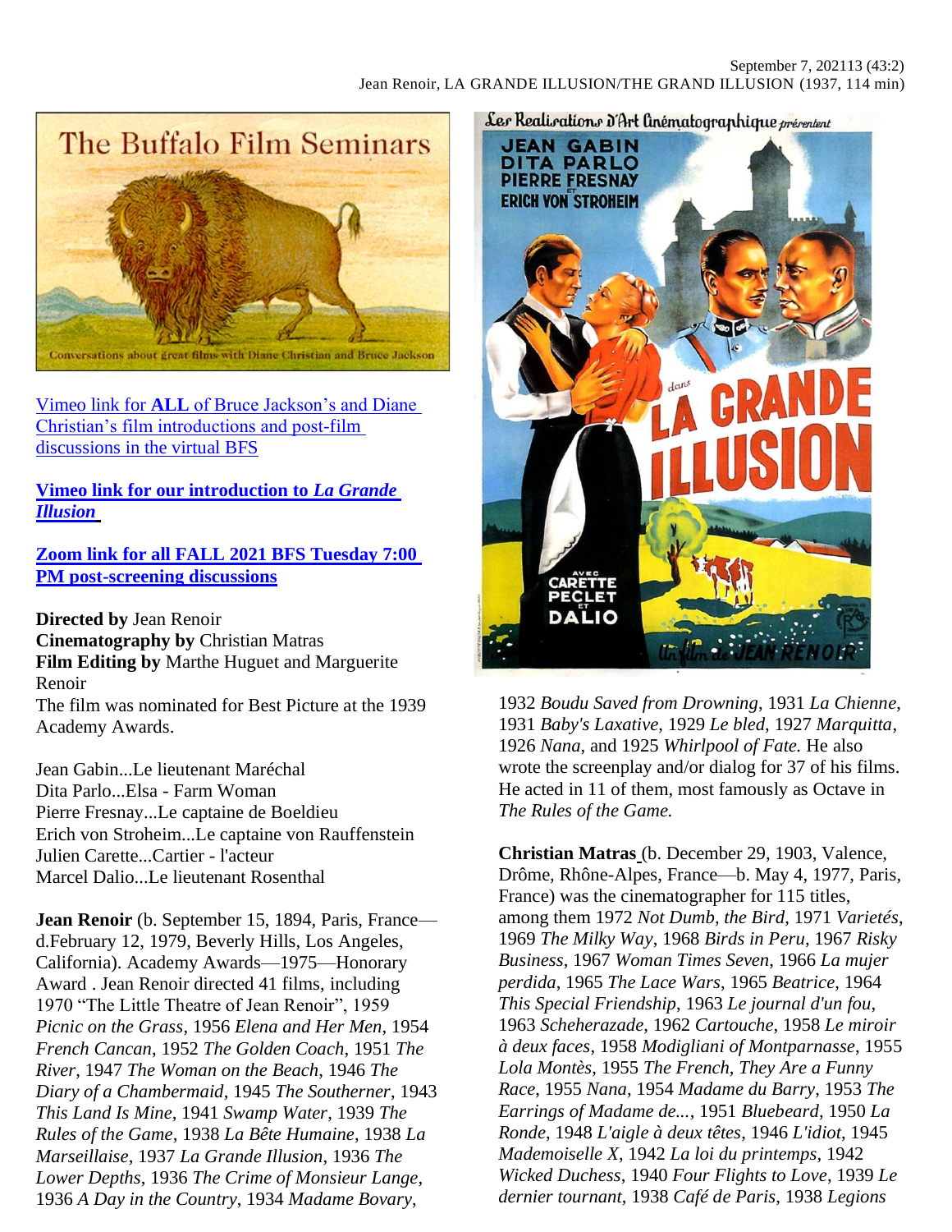September 7, 202113 (43:2)
Jean Renoir, LA GRANDE ILLUSION/THE GRAND ILLUSION (1937, 114 min)

[Vimeo link for **ALL** of Bruce Jackson's and Diane Christian's film introductions and post-film discussions in the virtual BFS]

**[Vimeo link for our introduction to *La Grande Illusion*]**

**[Zoom link for all FALL 2021 BFS Tuesday 7:00 PM post-screening discussions]**

**Directed by** Jean Renoir
**Cinematography by** Christian Matras
**Film Editing by** Marthe Huguet and Marguerite Renoir
The film was nominated for Best Picture at the 1939 Academy Awards.

Jean Gabin...Le lieutenant Maréchal
Dita Parlo...Elsa - Farm Woman
Pierre Fresnay...Le captaine de Boeldieu
Erich von Stroheim...Le captaine von Rauffenstein
Julien Carette...Cartier - l'acteur
Marcel Dalio...Le lieutenant Rosenthal

**Jean Renoir** (b. September 15, 1894, Paris, France—d.February 12, 1979, Beverly Hills, Los Angeles, California). Academy Awards—1975—Honorary Award . Jean Renoir directed 41 films, including 1970 "The Little Theatre of Jean Renoir", 1959 *Picnic on the Grass*, 1956 *Elena and Her Men*, 1954 *French Cancan*, 1952 *The Golden Coach*, 1951 *The River*, 1947 *The Woman on the Beach*, 1946 *The Diary of a Chambermaid*, 1945 *The Southerner*, 1943 *This Land Is Mine*, 1941 *Swamp Water*, 1939 *The Rules of the Game*, 1938 *La Bête Humaine*, 1938 *La Marseillaise*, 1937 *La Grande Illusion*, 1936 *The Lower Depths*, 1936 *The Crime of Monsieur Lange*, 1936 *A Day in the Country*, 1934 *Madame Bovary*, 1932 *Boudu Saved from Drowning*, 1931 *La Chienne*, 1931 *Baby's Laxative*, 1929 *Le bled*, 1927 *Marquitta*, 1926 *Nana*, and 1925 *Whirlpool of Fate.* He also wrote the screenplay and/or dialog for 37 of his films. He acted in 11 of them, most famously as Octave in *The Rules of the Game.*

**Christian Matras** (b. December 29, 1903, Valence, Drôme, Rhône-Alpes, France—b. May 4, 1977, Paris, France) was the cinematographer for 115 titles, among them 1972 *Not Dumb, the Bird*, 1971 *Varietés*, 1969 *The Milky Way*, 1968 *Birds in Peru*, 1967 *Risky Business*, 1967 *Woman Times Seven*, 1966 *La mujer perdida*, 1965 *The Lace Wars*, 1965 *Beatrice*, 1964 *This Special Friendship*, 1963 *Le journal d'un fou*, 1963 *Scheherazade*, 1962 *Cartouche*, 1958 *Le miroir à deux faces*, 1958 *Modigliani of Montparnasse*, 1955 *Lola Montès*, 1955 *The French, They Are a Funny Race*, 1955 *Nana*, 1954 *Madame du Barry*, 1953 *The Earrings of Madame de...*, 1951 *Bluebeard*, 1950 *La Ronde*, 1948 *L'aigle à deux têtes*, 1946 *L'idiot*, 1945 *Mademoiselle X*, 1942 *La loi du printemps*, 1942 *Wicked Duchess*, 1940 *Four Flights to Love*, 1939 *Le dernier tournant*, 1938 *Café de Paris*, 1938 *Legions*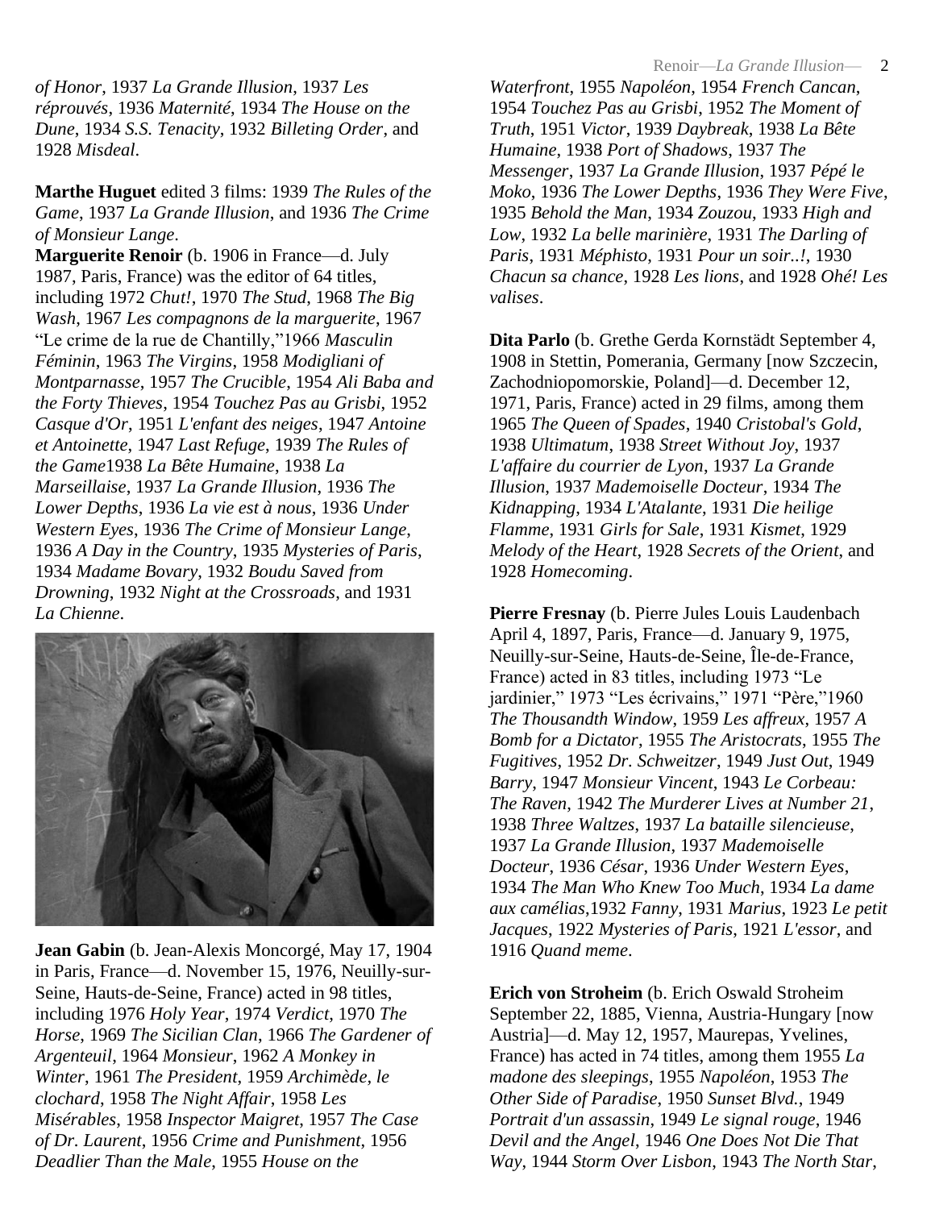*of Honor*, 1937 *La Grande Illusion*, 1937 *Les réprouvés*, 1936 *Maternité*, 1934 *The House on the Dune*, 1934 *S.S. Tenacity*, 1932 *Billeting Order*, and 1928 *Misdeal*.

**Marthe Huguet** edited 3 films: 1939 *The Rules of the Game*, 1937 *La Grande Illusion*, and 1936 *The Crime of Monsieur Lange*.

**Marguerite Renoir** (b. 1906 in France—d. July 1987, Paris, France) was the editor of 64 titles, including 1972 *Chut!*, 1970 *The Stud*, 1968 *The Big Wash*, 1967 *Les compagnons de la marguerite*, 1967 "Le crime de la rue de Chantilly,"1966 *Masculin Féminin*, 1963 *The Virgins*, 1958 *Modigliani of Montparnasse*, 1957 *The Crucible*, 1954 *Ali Baba and the Forty Thieves*, 1954 *Touchez Pas au Grisbi*, 1952 *Casque d'Or*, 1951 *L'enfant des neiges*, 1947 *Antoine et Antoinette*, 1947 *Last Refuge*, 1939 *The Rules of the Game*1938 *La Bête Humaine*, 1938 *La Marseillaise*, 1937 *La Grande Illusion*, 1936 *The Lower Depths*, 1936 *La vie est à nous*, 1936 *Under Western Eyes*, 1936 *The Crime of Monsieur Lange*, 1936 *A Day in the Country*, 1935 *Mysteries of Paris*, 1934 *Madame Bovary*, 1932 *Boudu Saved from Drowning*, 1932 *Night at the Crossroads*, and 1931 *La Chienne*.

**Jean Gabin** (b. Jean-Alexis Moncorgé, May 17, 1904 in Paris, France—d. November 15, 1976, Neuilly-sur-Seine, Hauts-de-Seine, France) acted in 98 titles, including 1976 *Holy Year*, 1974 *Verdict*, 1970 *The Horse*, 1969 *The Sicilian Clan*, 1966 *The Gardener of Argenteuil*, 1964 *Monsieur*, 1962 *A Monkey in Winter*, 1961 *The President*, 1959 *Archimède, le clochard*, 1958 *The Night Affair*, 1958 *Les Misérables*, 1958 *Inspector Maigret*, 1957 *The Case of Dr. Laurent*, 1956 *Crime and Punishment*, 1956 *Deadlier Than the Male*, 1955 *House on the Waterfront*, 1955 *Napoléon*, 1954 *French Cancan*, 1954 *Touchez Pas au Grisbi*, 1952 *The Moment of Truth*, 1951 *Victor*, 1939 *Daybreak*, 1938 *La Bête Humaine*, 1938 *Port of Shadows*, 1937 *The Messenger*, 1937 *La Grande Illusion*, 1937 *Pépé le Moko*, 1936 *The Lower Depths*, 1936 *They Were Five*, 1935 *Behold the Man*, 1934 *Zouzou*, 1933 *High and Low*, 1932 *La belle marinière*, 1931 *The Darling of Paris*, 1931 *Méphisto*, 1931 *Pour un soir..!*, 1930 *Chacun sa chance*, 1928 *Les lions*, and 1928 *Ohé! Les valises*.

**Dita Parlo** (b. Grethe Gerda Kornstädt September 4, 1908 in Stettin, Pomerania, Germany [now Szczecin, Zachodniopomorskie, Poland]—d. December 12, 1971, Paris, France) acted in 29 films, among them 1965 *The Queen of Spades*, 1940 *Cristobal's Gold*, 1938 *Ultimatum*, 1938 *Street Without Joy*, 1937 *L'affaire du courrier de Lyon*, 1937 *La Grande Illusion*, 1937 *Mademoiselle Docteur*, 1934 *The Kidnapping*, 1934 *L'Atalante*, 1931 *Die heilige Flamme*, 1931 *Girls for Sale*, 1931 *Kismet*, 1929 *Melody of the Heart*, 1928 *Secrets of the Orient*, and 1928 *Homecoming*.

**Pierre Fresnay** (b. Pierre Jules Louis Laudenbach April 4, 1897, Paris, France—d. January 9, 1975, Neuilly-sur-Seine, Hauts-de-Seine, Île-de-France, France) acted in 83 titles, including 1973 "Le jardinier," 1973 "Les écrivains," 1971 "Père,"1960 *The Thousandth Window*, 1959 *Les affreux*, 1957 *A Bomb for a Dictator*, 1955 *The Aristocrats*, 1955 *The Fugitives*, 1952 *Dr. Schweitzer*, 1949 *Just Out*, 1949 *Barry*, 1947 *Monsieur Vincent*, 1943 *Le Corbeau: The Raven*, 1942 *The Murderer Lives at Number 21*, 1938 *Three Waltzes*, 1937 *La bataille silencieuse*, 1937 *La Grande Illusion*, 1937 *Mademoiselle Docteur*, 1936 *César*, 1936 *Under Western Eyes*, 1934 *The Man Who Knew Too Much*, 1934 *La dame aux camélias*,1932 *Fanny*, 1931 *Marius*, 1923 *Le petit Jacques*, 1922 *Mysteries of Paris*, 1921 *L'essor*, and 1916 *Quand meme*.

**Erich von Stroheim** (b. Erich Oswald Stroheim September 22, 1885, Vienna, Austria-Hungary [now Austria]—d. May 12, 1957, Maurepas, Yvelines, France) has acted in 74 titles, among them 1955 *La madone des sleepings*, 1955 *Napoléon*, 1953 *The Other Side of Paradise*, 1950 *Sunset Blvd.*, 1949 *Portrait d'un assassin*, 1949 *Le signal rouge*, 1946 *Devil and the Angel*, 1946 *One Does Not Die That Way*, 1944 *Storm Over Lisbon*, 1943 *The North Star*,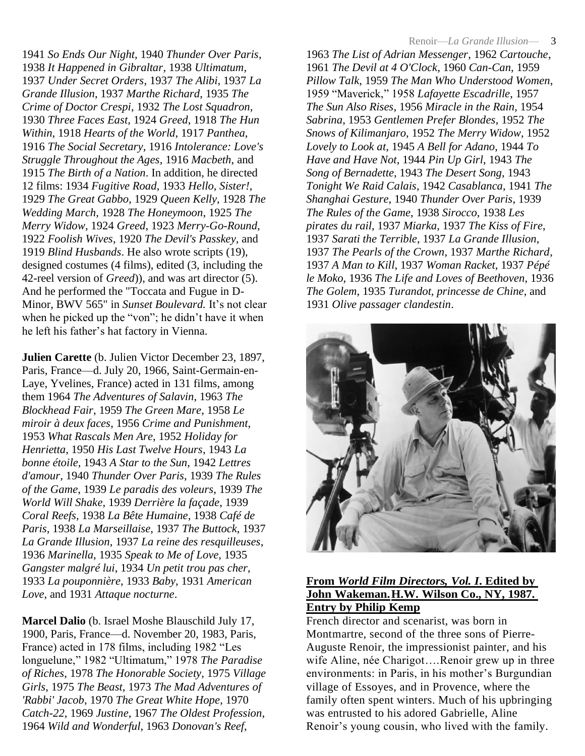1941 *So Ends Our Night*, 1940 *Thunder Over Paris*, 1938 *It Happened in Gibraltar*, 1938 *Ultimatum*, 1937 *Under Secret Orders*, 1937 *The Alibi*, 1937 *La Grande Illusion*, 1937 *Marthe Richard*, 1935 *The Crime of Doctor Crespi*, 1932 *The Lost Squadron*, 1930 *Three Faces East*, 1924 *Greed*, 1918 *The Hun Within*, 1918 *Hearts of the World*, 1917 *Panthea*, 1916 *The Social Secretary*, 1916 *Intolerance: Love's Struggle Throughout the Ages*, 1916 *Macbeth*, and 1915 *The Birth of a Nation*. In addition, he directed 12 films: 1934 *Fugitive Road*, 1933 *Hello, Sister!*, 1929 *The Great Gabbo*, 1929 *Queen Kelly*, 1928 *The Wedding March*, 1928 *The Honeymoon*, 1925 *The Merry Widow*, 1924 *Greed*, 1923 *Merry-Go-Round*, 1922 *Foolish Wives*, 1920 *The Devil's Passkey*, and 1919 *Blind Husbands*. He also wrote scripts (19), designed costumes (4 films), edited (3, including the 42-reel version of *Greed*)), and was art director (5). And he performed the "Toccata and Fugue in D-Minor, BWV 565" in *Sunset Boulevard.* It's not clear when he picked up the "von"; he didn't have it when he left his father's hat factory in Vienna.

**Julien Carette** (b. Julien Victor December 23, 1897, Paris, France—d. July 20, 1966, Saint-Germain-en-Laye, Yvelines, France) acted in 131 films, among them 1964 *The Adventures of Salavin*, 1963 *The Blockhead Fair*, 1959 *The Green Mare*, 1958 *Le miroir à deux faces*, 1956 *Crime and Punishment*, 1953 *What Rascals Men Are*, 1952 *Holiday for Henrietta*, 1950 *His Last Twelve Hours*, 1943 *La bonne étoile*, 1943 *A Star to the Sun*, 1942 *Lettres d'amour*, 1940 *Thunder Over Paris*, 1939 *The Rules of the Game*, 1939 *Le paradis des voleurs*, 1939 *The World Will Shake*, 1939 *Derrière la façade*, 1939 *Coral Reefs*, 1938 *La Bête Humaine*, 1938 *Café de Paris*, 1938 *La Marseillaise*, 1937 *The Buttock*, 1937 *La Grande Illusion*, 1937 *La reine des resquilleuses*, 1936 *Marinella*, 1935 *Speak to Me of Love*, 1935 *Gangster malgré lui*, 1934 *Un petit trou pas cher*, 1933 *La pouponnière*, 1933 *Baby*, 1931 *American Love*, and 1931 *Attaque nocturne*.

**Marcel Dalio** (b. Israel Moshe Blauschild July 17, 1900, Paris, France—d. November 20, 1983, Paris, France) acted in 178 films, including 1982 "Les longuelune," 1982 "Ultimatum," 1978 *The Paradise of Riches*, 1978 *The Honorable Society*, 1975 *Village Girls*, 1975 *The Beast*, 1973 *The Mad Adventures of 'Rabbi' Jacob*, 1970 *The Great White Hope*, 1970 *Catch-22*, 1969 *Justine*, 1967 *The Oldest Profession*, 1964 *Wild and Wonderful*, 1963 *Donovan's Reef*, 1963 *The List of Adrian Messenger*, 1962 *Cartouche*, 1961 *The Devil at 4 O'Clock*, 1960 *Can-Can*, 1959 *Pillow Talk*, 1959 *The Man Who Understood Women*, 1959 "Maverick," 1958 *Lafayette Escadrille*, 1957 *The Sun Also Rises*, 1956 *Miracle in the Rain*, 1954 *Sabrina*, 1953 *Gentlemen Prefer Blondes*, 1952 *The Snows of Kilimanjaro*, 1952 *The Merry Widow*, 1952 *Lovely to Look at*, 1945 *A Bell for Adano*, 1944 *To Have and Have Not*, 1944 *Pin Up Girl*, 1943 *The Song of Bernadette*, 1943 *The Desert Song*, 1943 *Tonight We Raid Calais*, 1942 *Casablanca*, 1941 *The Shanghai Gesture*, 1940 *Thunder Over Paris*, 1939 *The Rules of the Game*, 1938 *Sirocco*, 1938 *Les pirates du rail*, 1937 *Miarka*, 1937 *The Kiss of Fire*, 1937 *Sarati the Terrible*, 1937 *La Grande Illusion*, 1937 *The Pearls of the Crown*, 1937 *Marthe Richard*, 1937 *A Man to Kill*, 1937 *Woman Racket*, 1937 *Pépé le Moko*, 1936 *The Life and Loves of Beethoven*, 1936 *The Golem*, 1935 *Turandot, princesse de Chine*, and 1931 *Olive passager clandestin*.

**From *World Film Directors, Vol. I*. Edited by John Wakeman. H.W. Wilson Co., NY, 1987. Entry by Philip Kemp**

French director and scenarist, was born in Montmartre, second of the three sons of Pierre-Auguste Renoir, the impressionist painter, and his wife Aline, née Charigot….Renoir grew up in three environments: in Paris, in his mother's Burgundian village of Essoyes, and in Provence, where the family often spent winters. Much of his upbringing was entrusted to his adored Gabrielle, Aline Renoir's young cousin, who lived with the family.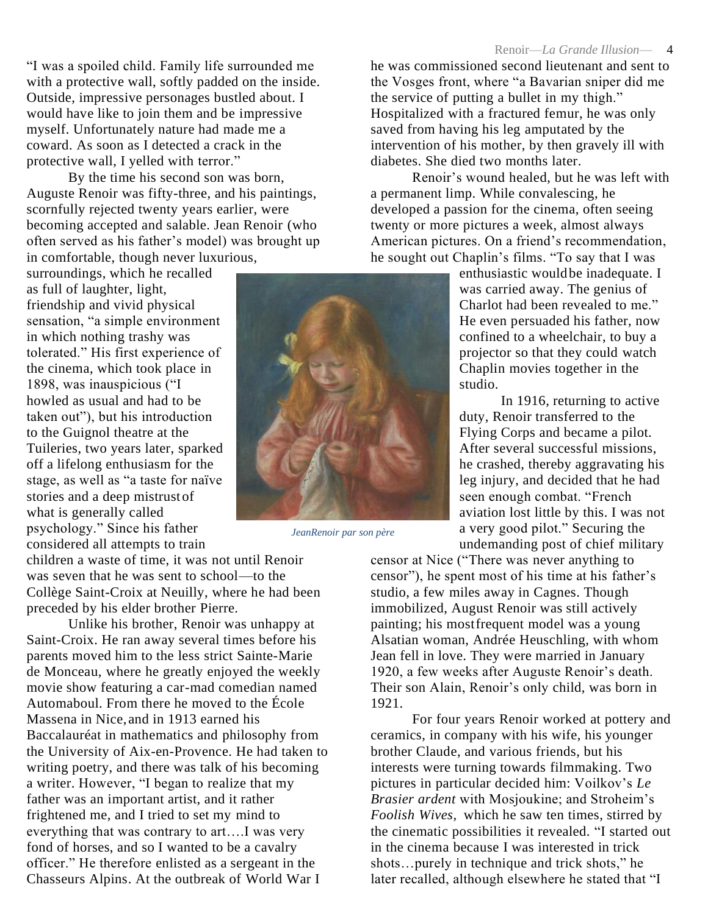"I was a spoiled child. Family life surrounded me with a protective wall, softly padded on the inside. Outside, impressive personages bustled about. I would have like to join them and be impressive myself. Unfortunately nature had made me a coward. As soon as I detected a crack in the protective wall, I yelled with terror."

By the time his second son was born, Auguste Renoir was fifty-three, and his paintings, scornfully rejected twenty years earlier, were becoming accepted and salable. Jean Renoir (who often served as his father's model) was brought up in comfortable, though never luxurious, surroundings, which he recalled as full of laughter, light, friendship and vivid physical sensation, "a simple environment in which nothing trashy was tolerated." His first experience of the cinema, which took place in 1898, was inauspicious ("I howled as usual and had to be taken out"), but his introduction to the Guignol theatre at the Tuileries, two years later, sparked off a lifelong enthusiasm for the stage, as well as "a taste for naïve stories and a deep mistrust of what is generally called psychology." Since his father considered all attempts to train children a waste of time, it was not until Renoir was seven that he was sent to school—to the Collège Saint-Croix at Neuilly, where he had been preceded by his elder brother Pierre.

*JeanRenoir par son père*

Unlike his brother, Renoir was unhappy at Saint-Croix. He ran away several times before his parents moved him to the less strict Sainte-Marie de Monceau, where he greatly enjoyed the weekly movie show featuring a car-mad comedian named Automaboul. From there he moved to the École Massena in Nice, and in 1913 earned his Baccalauréat in mathematics and philosophy from the University of Aix-en-Provence. He had taken to writing poetry, and there was talk of his becoming a writer. However, "I began to realize that my father was an important artist, and it rather frightened me, and I tried to set my mind to everything that was contrary to art….I was very fond of horses, and so I wanted to be a cavalry officer." He therefore enlisted as a sergeant in the Chasseurs Alpins. At the outbreak of World War I he was commissioned second lieutenant and sent to the Vosges front, where "a Bavarian sniper did me the service of putting a bullet in my thigh." Hospitalized with a fractured femur, he was only saved from having his leg amputated by the intervention of his mother, by then gravely ill with diabetes. She died two months later.

Renoir's wound healed, but he was left with a permanent limp. While convalescing, he developed a passion for the cinema, often seeing twenty or more pictures a week, almost always American pictures. On a friend's recommendation, he sought out Chaplin's films. "To say that I was enthusiastic would be inadequate. I was carried away. The genius of Charlot had been revealed to me." He even persuaded his father, now confined to a wheelchair, to buy a projector so that they could watch Chaplin movies together in the studio.

In 1916, returning to active duty, Renoir transferred to the Flying Corps and became a pilot. After several successful missions, he crashed, thereby aggravating his leg injury, and decided that he had seen enough combat. "French aviation lost little by this. I was not a very good pilot." Securing the undemanding post of chief military censor at Nice ("There was never anything to censor"), he spent most of his time at his father's studio, a few miles away in Cagnes. Though immobilized, August Renoir was still actively painting; his most frequent model was a young Alsatian woman, Andrée Heuschling, with whom Jean fell in love. They were married in January 1920, a few weeks after Auguste Renoir's death. Their son Alain, Renoir's only child, was born in 1921.

For four years Renoir worked at pottery and ceramics, in company with his wife, his younger brother Claude, and various friends, but his interests were turning towards filmmaking. Two pictures in particular decided him: Voilkov's *Le Brasier ardent* with Mosjoukine; and Stroheim's *Foolish Wives*, which he saw ten times, stirred by the cinematic possibilities it revealed. "I started out in the cinema because I was interested in trick shots…purely in technique and trick shots," he later recalled, although elsewhere he stated that "I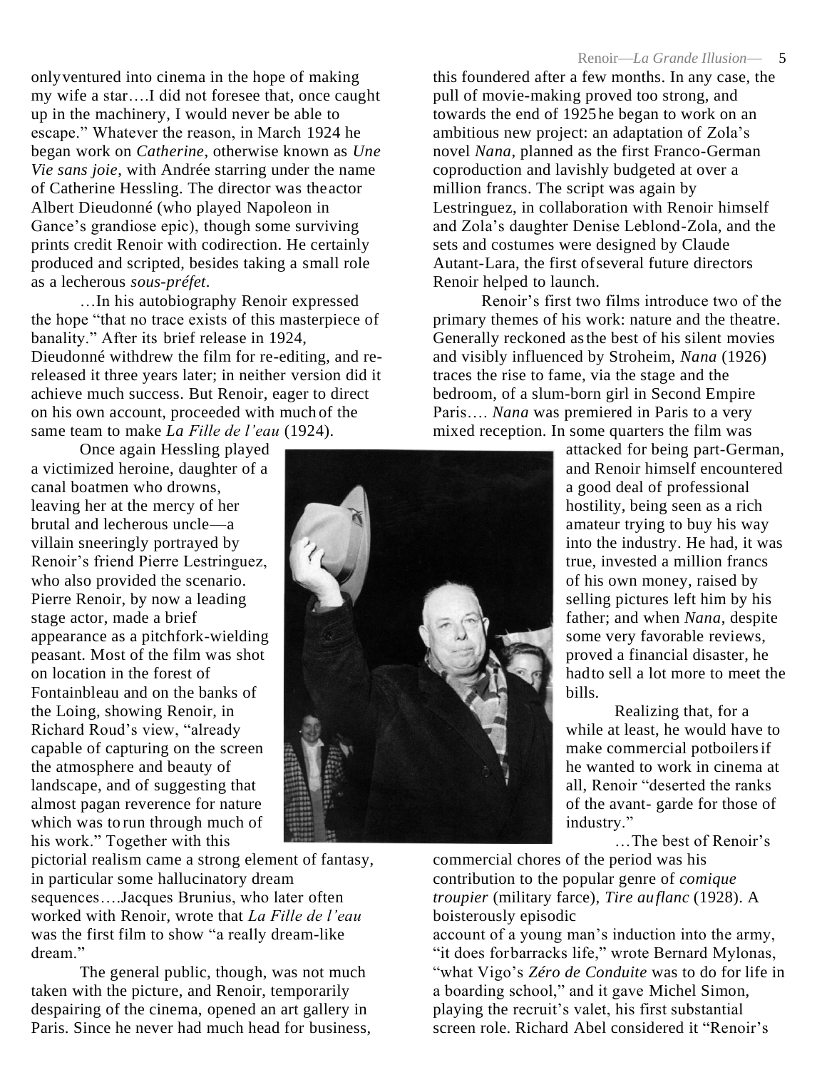onlyventured into cinema in the hope of making my wife a star….I did not foresee that, once caught up in the machinery, I would never be able to escape." Whatever the reason, in March 1924 he began work on *Catherine*, otherwise known as *Une Vie sans joie*, with Andrée starring under the name of Catherine Hessling. The director was the actor Albert Dieudonné (who played Napoleon in Gance's grandiose epic), though some surviving prints credit Renoir with codirection. He certainly produced and scripted, besides taking a small role as a lecherous *sous-préfet*.

…In his autobiography Renoir expressed the hope "that no trace exists of this masterpiece of banality." After its brief release in 1924, Dieudonné withdrew the film for re-editing, and re-released it three years later; in neither version did it achieve much success. But Renoir, eager to direct on his own account, proceeded with much of the same team to make *La Fille de l'eau* (1924).

Once again Hessling played a victimized heroine, daughter of a canal boatmen who drowns, leaving her at the mercy of her brutal and lecherous uncle—a villain sneeringly portrayed by Renoir's friend Pierre Lestringuez, who also provided the scenario. Pierre Renoir, by now a leading stage actor, made a brief appearance as a pitchfork-wielding peasant. Most of the film was shot on location in the forest of Fontainbleau and on the banks of the Loing, showing Renoir, in Richard Roud's view, "already capable of capturing on the screen the atmosphere and beauty of landscape, and of suggesting that almost pagan reverence for nature which was to run through much of his work." Together with this pictorial realism came a strong element of fantasy, in particular some hallucinatory dream sequences….Jacques Brunius, who later often worked with Renoir, wrote that *La Fille de l'eau* was the first film to show "a really dream-like dream."

The general public, though, was not much taken with the picture, and Renoir, temporarily despairing of the cinema, opened an art gallery in Paris. Since he never had much head for business, this foundered after a few months. In any case, the pull of movie-making proved too strong, and towards the end of 1925 he began to work on an ambitious new project: an adaptation of Zola's novel *Nana*, planned as the first Franco-German coproduction and lavishly budgeted at over a million francs. The script was again by Lestringuez, in collaboration with Renoir himself and Zola's daughter Denise Leblond-Zola, and the sets and costumes were designed by Claude Autant-Lara, the first of several future directors Renoir helped to launch.

Renoir's first two films introduce two of the primary themes of his work: nature and the theatre. Generally reckoned as the best of his silent movies and visibly influenced by Stroheim, *Nana* (1926) traces the rise to fame, via the stage and the bedroom, of a slum-born girl in Second Empire Paris…. *Nana* was premiered in Paris to a very mixed reception. In some quarters the film was attacked for being part-German, and Renoir himself encountered a good deal of professional hostility, being seen as a rich amateur trying to buy his way into the industry. He had, it was true, invested a million francs of his own money, raised by selling pictures left him by his father; and when *Nana*, despite some very favorable reviews, proved a financial disaster, he had to sell a lot more to meet the bills.

Realizing that, for a while at least, he would have to make commercial potboilers if he wanted to work in cinema at all, Renoir "deserted the ranks of the avant- garde for those of industry."

…The best of Renoir's commercial chores of the period was his contribution to the popular genre of *comique troupier* (military farce), *Tire au flanc* (1928). A boisterously episodic account of a young man's induction into the army, "it does for barracks life," wrote Bernard Mylonas, "what Vigo's *Zéro de Conduite* was to do for life in a boarding school," and it gave Michel Simon, playing the recruit's valet, his first substantial screen role. Richard Abel considered it "Renoir's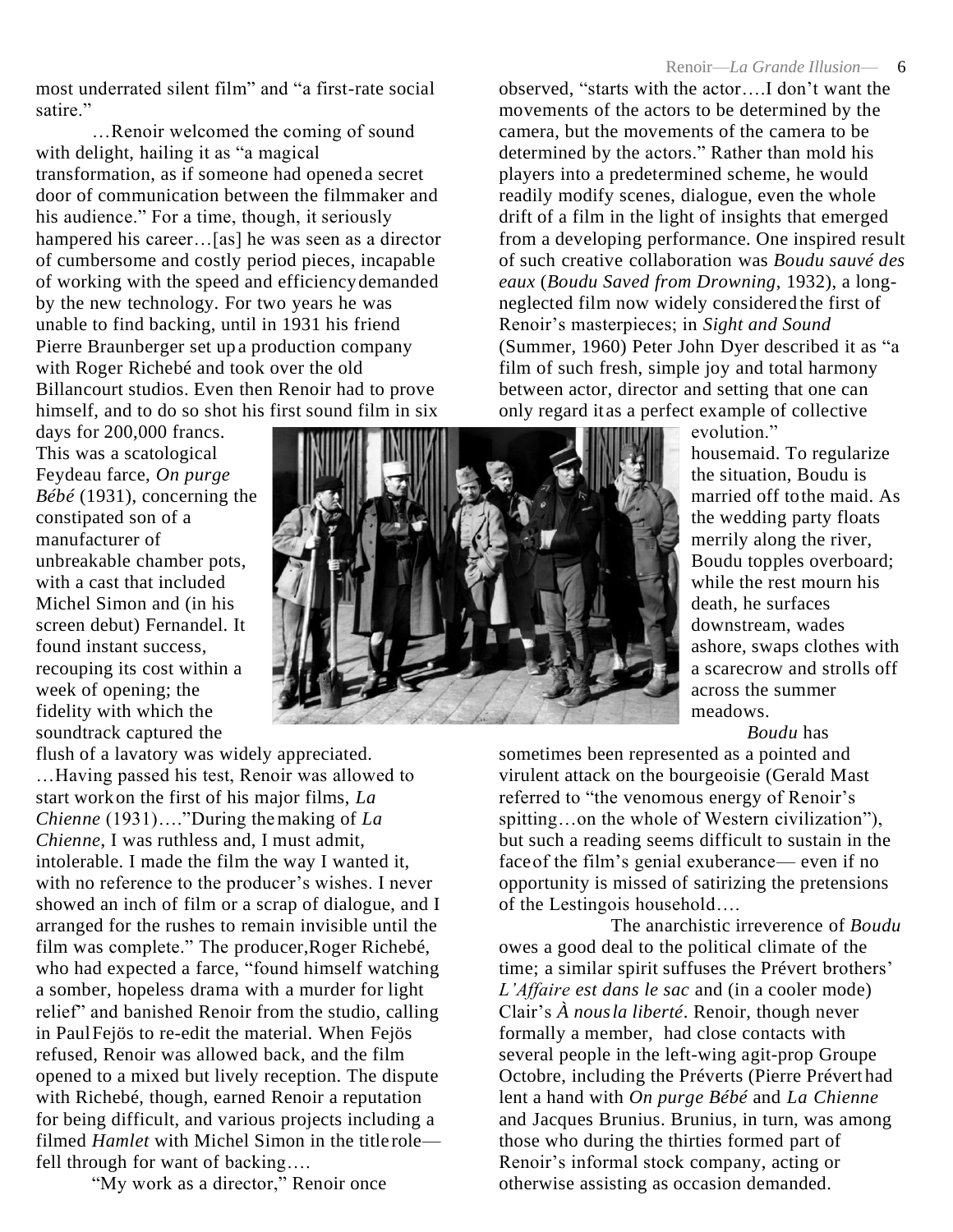most underrated silent film" and "a first-rate social satire."

…Renoir welcomed the coming of sound with delight, hailing it as "a magical transformation, as if someone had opened a secret door of communication between the filmmaker and his audience." For a time, though, it seriously hampered his career…[as] he was seen as a director of cumbersome and costly period pieces, incapable of working with the speed and efficiency demanded by the new technology. For two years he was unable to find backing, until in 1931 his friend Pierre Braunberger set up a production company with Roger Richebé and took over the old Billancourt studios. Even then Renoir had to prove himself, and to do so shot his first sound film in six days for 200,000 francs. This was a scatological Feydeau farce, *On purge Bébé* (1931), concerning the constipated son of a manufacturer of unbreakable chamber pots, with a cast that included Michel Simon and (in his screen debut) Fernandel. It found instant success, recouping its cost within a week of opening; the fidelity with which the soundtrack captured the flush of a lavatory was widely appreciated.

…Having passed his test, Renoir was allowed to start work on the first of his major films, *La Chienne* (1931)…."During the making of *La Chienne*, I was ruthless and, I must admit, intolerable. I made the film the way I wanted it, with no reference to the producer's wishes. I never showed an inch of film or a scrap of dialogue, and I arranged for the rushes to remain invisible until the film was complete." The producer, Roger Richebé, who had expected a farce, "found himself watching a somber, hopeless drama with a murder for light relief" and banished Renoir from the studio, calling in Paul Fejös to re-edit the material. When Fejös refused, Renoir was allowed back, and the film opened to a mixed but lively reception. The dispute with Richebé, though, earned Renoir a reputation for being difficult, and various projects including a filmed *Hamlet* with Michel Simon in the title role—fell through for want of backing….

"My work as a director," Renoir once observed, "starts with the actor….I don't want the movements of the actors to be determined by the camera, but the movements of the camera to be determined by the actors." Rather than mold his players into a predetermined scheme, he would readily modify scenes, dialogue, even the whole drift of a film in the light of insights that emerged from a developing performance. One inspired result of such creative collaboration was *Boudu sauvé des eaux* (*Boudu Saved from Drowning*, 1932), a long-neglected film now widely considered the first of Renoir's masterpieces; in *Sight and Sound* (Summer, 1960) Peter John Dyer described it as "a film of such fresh, simple joy and total harmony between actor, director and setting that one can only regard it as a perfect example of collective evolution."

housemaid. To regularize the situation, Boudu is married off to the maid. As the wedding party floats merrily along the river, Boudu topples overboard; while the rest mourn his death, he surfaces downstream, wades ashore, swaps clothes with a scarecrow and strolls off across the summer meadows.

*Boudu* has sometimes been represented as a pointed and virulent attack on the bourgeoisie (Gerald Mast referred to "the venomous energy of Renoir's spitting…on the whole of Western civilization"), but such a reading seems difficult to sustain in the face of the film's genial exuberance— even if no opportunity is missed of satirizing the pretensions of the Lestingois household….

The anarchistic irreverence of *Boudu* owes a good deal to the political climate of the time; a similar spirit suffuses the Prévert brothers' *L'Affaire est dans le sac* and (in a cooler mode) Clair's *À nous la liberté*. Renoir, though never formally a member, had close contacts with several people in the left-wing agit-prop Groupe Octobre, including the Préverts (Pierre Prévert had lent a hand with *On purge Bébé* and *La Chienne* and Jacques Brunius. Brunius, in turn, was among those who during the thirties formed part of Renoir's informal stock company, acting or otherwise assisting as occasion demanded.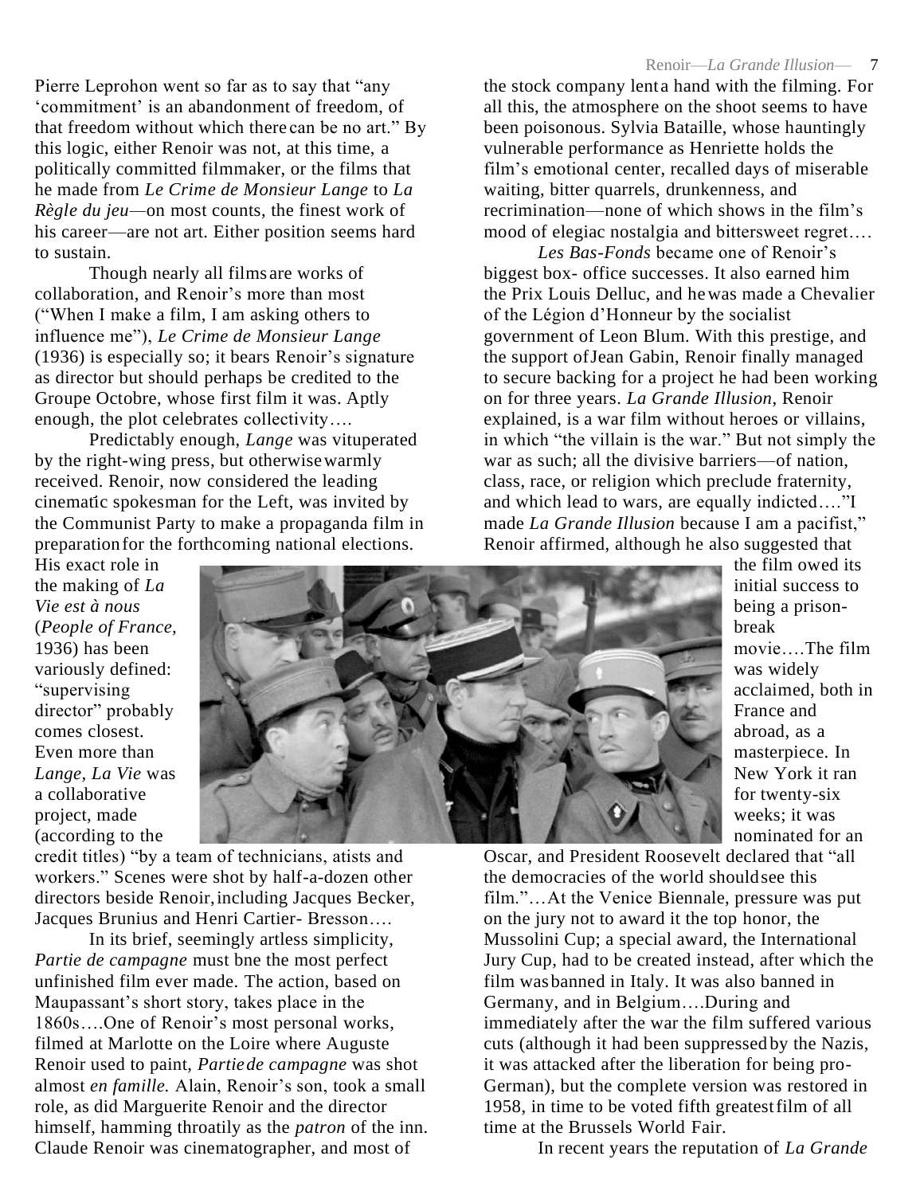Pierre Leprohon went so far as to say that "any 'commitment' is an abandonment of freedom, of that freedom without which there can be no art." By this logic, either Renoir was not, at this time, a politically committed filmmaker, or the films that he made from *Le Crime de Monsieur Lange* to *La Règle du jeu*—on most counts, the finest work of his career—are not art. Either position seems hard to sustain.

Though nearly all films are works of collaboration, and Renoir's more than most ("When I make a film, I am asking others to influence me"), *Le Crime de Monsieur Lange* (1936) is especially so; it bears Renoir's signature as director but should perhaps be credited to the Groupe Octobre, whose first film it was. Aptly enough, the plot celebrates collectivity….

Predictably enough, *Lange* was vituperated by the right-wing press, but otherwise warmly received. Renoir, now considered the leading cinematic spokesman for the Left, was invited by the Communist Party to make a propaganda film in preparation for the forthcoming national elections. His exact role in the making of *La Vie est à nous* (*People of France,* 1936) has been variously defined: "supervising director" probably comes closest. Even more than *Lange, La Vie* was a collaborative project, made (according to the credit titles) "by a team of technicians, atists and workers." Scenes were shot by half-a-dozen other directors beside Renoir, including Jacques Becker, Jacques Brunius and Henri Cartier- Bresson….

In its brief, seemingly artless simplicity, *Partie de campagne* must bne the most perfect unfinished film ever made. The action, based on Maupassant's short story, takes place in the 1860s….One of Renoir's most personal works, filmed at Marlotte on the Loire where Auguste Renoir used to paint, *Partie de campagne* was shot almost *en famille.* Alain, Renoir's son, took a small role, as did Marguerite Renoir and the director himself, hamming throatily as the *patron* of the inn. Claude Renoir was cinematographer, and most of the stock company lent a hand with the filming. For all this, the atmosphere on the shoot seems to have been poisonous. Sylvia Bataille, whose hauntingly vulnerable performance as Henriette holds the film's emotional center, recalled days of miserable waiting, bitter quarrels, drunkenness, and recrimination—none of which shows in the film's mood of elegiac nostalgia and bittersweet regret….

*Les Bas-Fonds* became one of Renoir's biggest box- office successes. It also earned him the Prix Louis Delluc, and he was made a Chevalier of the Légion d'Honneur by the socialist government of Leon Blum. With this prestige, and the support of Jean Gabin, Renoir finally managed to secure backing for a project he had been working on for three years. *La Grande Illusion*, Renoir explained, is a war film without heroes or villains, in which "the villain is the war." But not simply the war as such; all the divisive barriers—of nation, class, race, or religion which preclude fraternity, and which lead to wars, are equally indicted…."I made *La Grande Illusion* because I am a pacifist," Renoir affirmed, although he also suggested that the film owed its initial success to being a prison-break movie….The film was widely acclaimed, both in France and abroad, as a masterpiece. In New York it ran for twenty-six weeks; it was nominated for an Oscar, and President Roosevelt declared that "all the democracies of the world should see this film."…At the Venice Biennale, pressure was put on the jury not to award it the top honor, the Mussolini Cup; a special award, the International Jury Cup, had to be created instead, after which the film was banned in Italy. It was also banned in Germany, and in Belgium….During and immediately after the war the film suffered various cuts (although it had been suppressed by the Nazis, it was attacked after the liberation for being pro-German), but the complete version was restored in 1958, in time to be voted fifth greatest film of all time at the Brussels World Fair.

In recent years the reputation of *La Grande*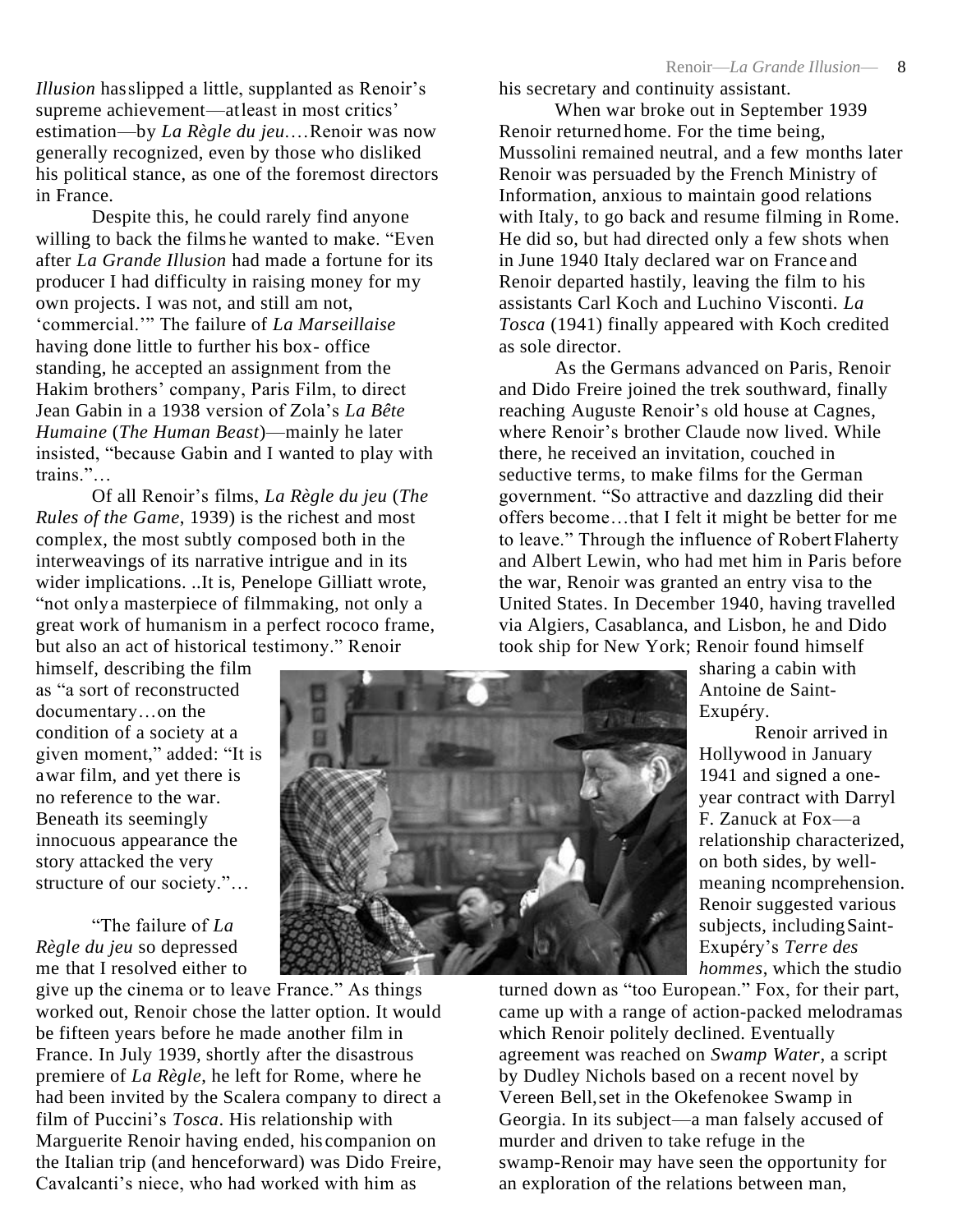*Illusion* hasslipped a little, supplanted as Renoir's supreme achievement—atleast in most critics' estimation—by *La Règle du jeu*.…Renoir was now generally recognized, even by those who disliked his political stance, as one of the foremost directors in France.

Despite this, he could rarely find anyone willing to back the filmshe wanted to make. "Even after *La Grande Illusion* had made a fortune for its producer I had difficulty in raising money for my own projects. I was not, and still am not, 'commercial.'" The failure of *La Marseillaise* having done little to further his box- office standing, he accepted an assignment from the Hakim brothers' company, Paris Film, to direct Jean Gabin in a 1938 version of Zola's *La Bête Humaine* (*The Human Beast*)—mainly he later insisted, "because Gabin and I wanted to play with trains."…

Of all Renoir's films, *La Règle du jeu* (*The Rules of the Game*, 1939) is the richest and most complex, the most subtly composed both in the interweavings of its narrative intrigue and in its wider implications. ..It is, Penelope Gilliatt wrote, "not onlya masterpiece of filmmaking, not only a great work of humanism in a perfect rococo frame, but also an act of historical testimony." Renoir himself, describing the film as "a sort of reconstructed documentary…on the condition of a society at a given moment," added: "It is awar film, and yet there is no reference to the war. Beneath its seemingly innocuous appearance the story attacked the very structure of our society."…

"The failure of *La Règle du jeu* so depressed me that I resolved either to give up the cinema or to leave France." As things worked out, Renoir chose the latter option. It would be fifteen years before he made another film in France. In July 1939, shortly after the disastrous premiere of *La Règle*, he left for Rome, where he had been invited by the Scalera company to direct a film of Puccini's *Tosca*. His relationship with Marguerite Renoir having ended, hiscompanion on the Italian trip (and henceforward) was Dido Freire, Cavalcanti's niece, who had worked with him as his secretary and continuity assistant.

When war broke out in September 1939 Renoir returnedhome. For the time being, Mussolini remained neutral, and a few months later Renoir was persuaded by the French Ministry of Information, anxious to maintain good relations with Italy, to go back and resume filming in Rome. He did so, but had directed only a few shots when in June 1940 Italy declared war on France and Renoir departed hastily, leaving the film to his assistants Carl Koch and Luchino Visconti. *La Tosca* (1941) finally appeared with Koch credited as sole director.

As the Germans advanced on Paris, Renoir and Dido Freire joined the trek southward, finally reaching Auguste Renoir's old house at Cagnes, where Renoir's brother Claude now lived. While there, he received an invitation, couched in seductive terms, to make films for the German government. "So attractive and dazzling did their offers become…that I felt it might be better for me to leave." Through the influence of RobertFlaherty and Albert Lewin, who had met him in Paris before the war, Renoir was granted an entry visa to the United States. In December 1940, having travelled via Algiers, Casablanca, and Lisbon, he and Dido took ship for New York; Renoir found himself sharing a cabin with Antoine de Saint-Exupéry.

Renoir arrived in Hollywood in January 1941 and signed a one-year contract with Darryl F. Zanuck at Fox—a relationship characterized, on both sides, by well-meaning ncomprehension. Renoir suggested various subjects, includingSaint-Exupéry's *Terre des hommes*, which the studio turned down as "too European." Fox, for their part, came up with a range of action-packed melodramas which Renoir politely declined. Eventually agreement was reached on *Swamp Water*, a script by Dudley Nichols based on a recent novel by Vereen Bell,set in the Okefenokee Swamp in Georgia. In its subject—a man falsely accused of murder and driven to take refuge in the swamp-Renoir may have seen the opportunity for an exploration of the relations between man,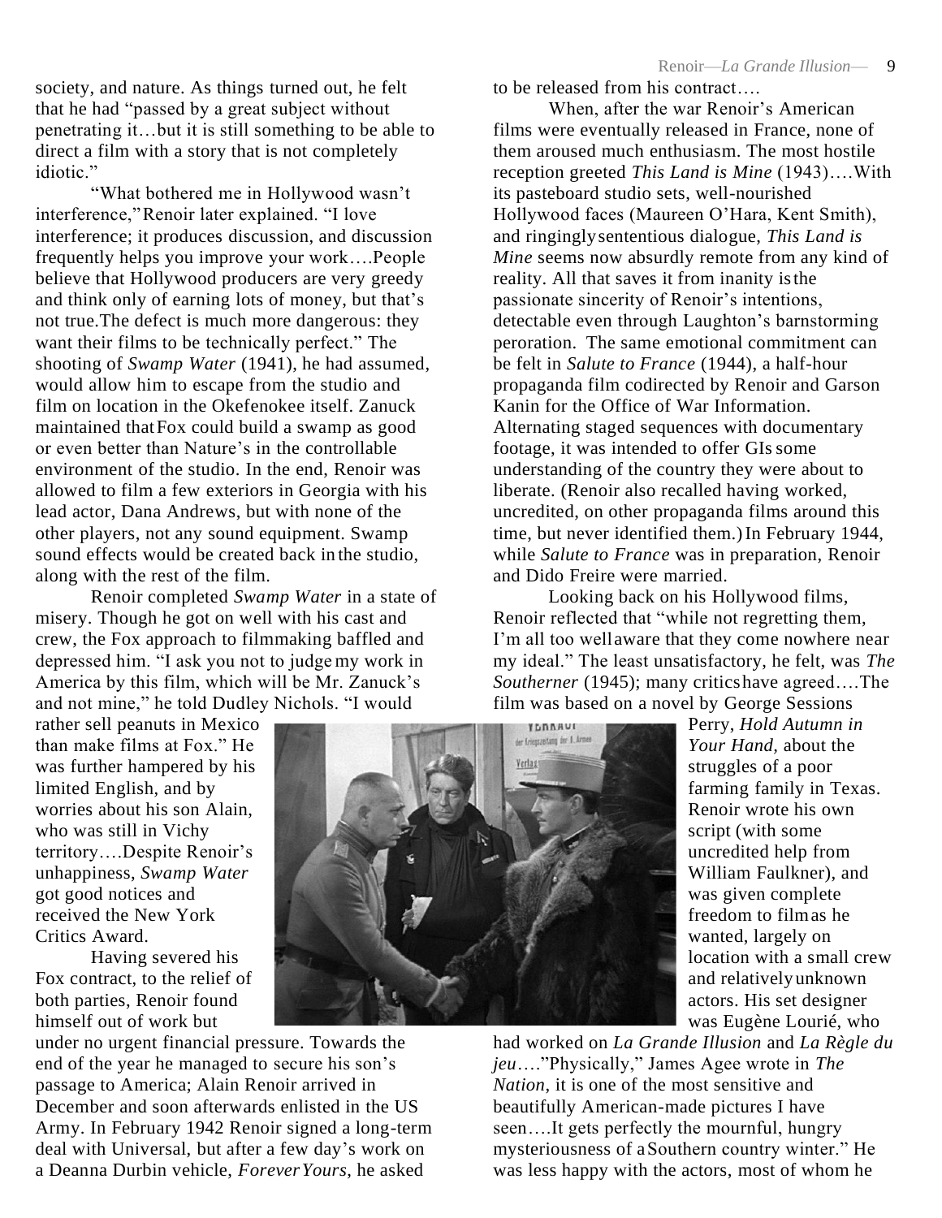society, and nature. As things turned out, he felt that he had "passed by a great subject without penetrating it…but it is still something to be able to direct a film with a story that is not completely idiotic."

"What bothered me in Hollywood wasn't interference," Renoir later explained. "I love interference; it produces discussion, and discussion frequently helps you improve your work….People believe that Hollywood producers are very greedy and think only of earning lots of money, but that's not true. The defect is much more dangerous: they want their films to be technically perfect." The shooting of *Swamp Water* (1941), he had assumed, would allow him to escape from the studio and film on location in the Okefenokee itself. Zanuck maintained that Fox could build a swamp as good or even better than Nature's in the controllable environment of the studio. In the end, Renoir was allowed to film a few exteriors in Georgia with his lead actor, Dana Andrews, but with none of the other players, not any sound equipment. Swamp sound effects would be created back in the studio, along with the rest of the film.

Renoir completed *Swamp Water* in a state of misery. Though he got on well with his cast and crew, the Fox approach to filmmaking baffled and depressed him. "I ask you not to judge my work in America by this film, which will be Mr. Zanuck's and not mine," he told Dudley Nichols. "I would rather sell peanuts in Mexico than make films at Fox." He was further hampered by his limited English, and by worries about his son Alain, who was still in Vichy territory….Despite Renoir's unhappiness, *Swamp Water* got good notices and received the New York Critics Award.

Having severed his Fox contract, to the relief of both parties, Renoir found himself out of work but under no urgent financial pressure. Towards the end of the year he managed to secure his son's passage to America; Alain Renoir arrived in December and soon afterwards enlisted in the US Army. In February 1942 Renoir signed a long-term deal with Universal, but after a few day's work on a Deanna Durbin vehicle, *Forever Yours*, he asked to be released from his contract….

When, after the war Renoir's American films were eventually released in France, none of them aroused much enthusiasm. The most hostile reception greeted *This Land is Mine* (1943)….With its pasteboard studio sets, well-nourished Hollywood faces (Maureen O'Hara, Kent Smith), and ringingly sententious dialogue, *This Land is Mine* seems now absurdly remote from any kind of reality. All that saves it from inanity is the passionate sincerity of Renoir's intentions, detectable even through Laughton's barnstorming peroration. The same emotional commitment can be felt in *Salute to France* (1944), a half-hour propaganda film codirected by Renoir and Garson Kanin for the Office of War Information. Alternating staged sequences with documentary footage, it was intended to offer GIs some understanding of the country they were about to liberate. (Renoir also recalled having worked, uncredited, on other propaganda films around this time, but never identified them.) In February 1944, while *Salute to France* was in preparation, Renoir and Dido Freire were married.

Looking back on his Hollywood films, Renoir reflected that "while not regretting them, I'm all too well aware that they come nowhere near my ideal." The least unsatisfactory, he felt, was *The Southerner* (1945); many critics have agreed….The film was based on a novel by George Sessions Perry, *Hold Autumn in Your Hand*, about the struggles of a poor farming family in Texas. Renoir wrote his own script (with some uncredited help from William Faulkner), and was given complete freedom to film as he wanted, largely on location with a small crew and relatively unknown actors. His set designer was Eugène Lourié, who had worked on *La Grande Illusion* and *La Règle du jeu*…."Physically," James Agee wrote in *The Nation*, it is one of the most sensitive and beautifully American-made pictures I have seen….It gets perfectly the mournful, hungry mysteriousness of a Southern country winter." He was less happy with the actors, most of whom he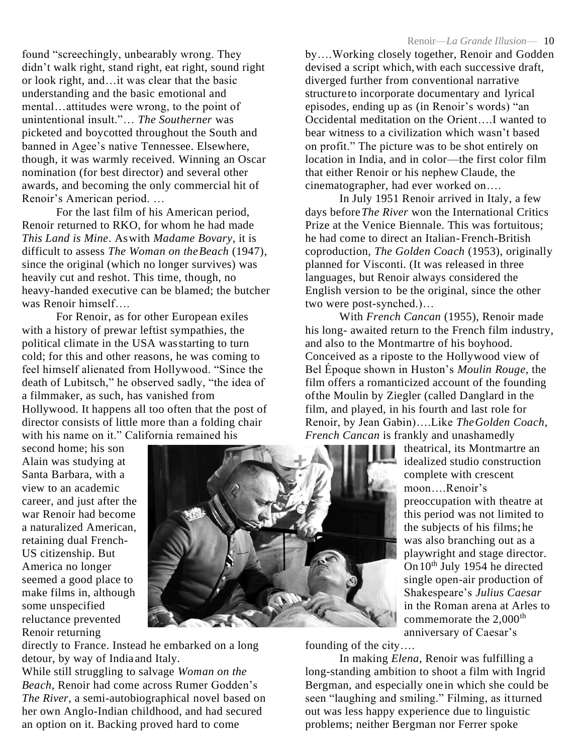found "screechingly, unbearably wrong. They didn't walk right, stand right, eat right, sound right or look right, and…it was clear that the basic understanding and the basic emotional and mental…attitudes were wrong, to the point of unintentional insult."… *The Southerner* was picketed and boycotted throughout the South and banned in Agee's native Tennessee. Elsewhere, though, it was warmly received. Winning an Oscar nomination (for best director) and several other awards, and becoming the only commercial hit of Renoir's American period. …

For the last film of his American period, Renoir returned to RKO, for whom he had made *This Land is Mine*. As with *Madame Bovary*, it is difficult to assess *The Woman on the Beach* (1947), since the original (which no longer survives) was heavily cut and reshot. This time, though, no heavy-handed executive can be blamed; the butcher was Renoir himself….

For Renoir, as for other European exiles with a history of prewar leftist sympathies, the political climate in the USA was starting to turn cold; for this and other reasons, he was coming to feel himself alienated from Hollywood. "Since the death of Lubitsch," he observed sadly, "the idea of a filmmaker, as such, has vanished from Hollywood. It happens all too often that the post of director consists of little more than a folding chair with his name on it." California remained his second home; his son Alain was studying at Santa Barbara, with a view to an academic career, and just after the war Renoir had become a naturalized American, retaining dual French-US citizenship. But America no longer seemed a good place to make films in, although some unspecified reluctance prevented Renoir returning directly to France. Instead he embarked on a long detour, by way of India and Italy.

While still struggling to salvage *Woman on the Beach,* Renoir had come across Rumer Godden's *The River*, a semi-autobiographical novel based on her own Anglo-Indian childhood, and had secured an option on it. Backing proved hard to come by….Working closely together, Renoir and Godden devised a script which, with each successive draft, diverged further from conventional narrative structure to incorporate documentary and lyrical episodes, ending up as (in Renoir's words) "an Occidental meditation on the Orient….I wanted to bear witness to a civilization which wasn't based on profit." The picture was to be shot entirely on location in India, and in color—the first color film that either Renoir or his nephew Claude, the cinematographer, had ever worked on….

In July 1951 Renoir arrived in Italy, a few days before *The River* won the International Critics Prize at the Venice Biennale. This was fortuitous; he had come to direct an Italian-French-British coproduction, *The Golden Coach* (1953), originally planned for Visconti. (It was released in three languages, but Renoir always considered the English version to be the original, since the other two were post-synched.)…

With *French Cancan* (1955), Renoir made his long- awaited return to the French film industry, and also to the Montmartre of his boyhood. Conceived as a riposte to the Hollywood view of Bel Époque shown in Huston's *Moulin Rouge*, the film offers a romanticized account of the founding of the Moulin by Ziegler (called Danglard in the film, and played, in his fourth and last role for Renoir, by Jean Gabin)….Like *The Golden Coach*, *French Cancan* is frankly and unashamedly theatrical, its Montmartre an idealized studio construction complete with crescent moon….Renoir's preoccupation with theatre at this period was not limited to the subjects of his films; he was also branching out as a playwright and stage director. On 10th July 1954 he directed single open-air production of Shakespeare's *Julius Caesar* in the Roman arena at Arles to commemorate the 2,000th anniversary of Caesar's founding of the city….

In making *Elena*, Renoir was fulfilling a long-standing ambition to shoot a film with Ingrid Bergman, and especially one in which she could be seen "laughing and smiling." Filming, as it turned out was less happy experience due to linguistic problems; neither Bergman nor Ferrer spoke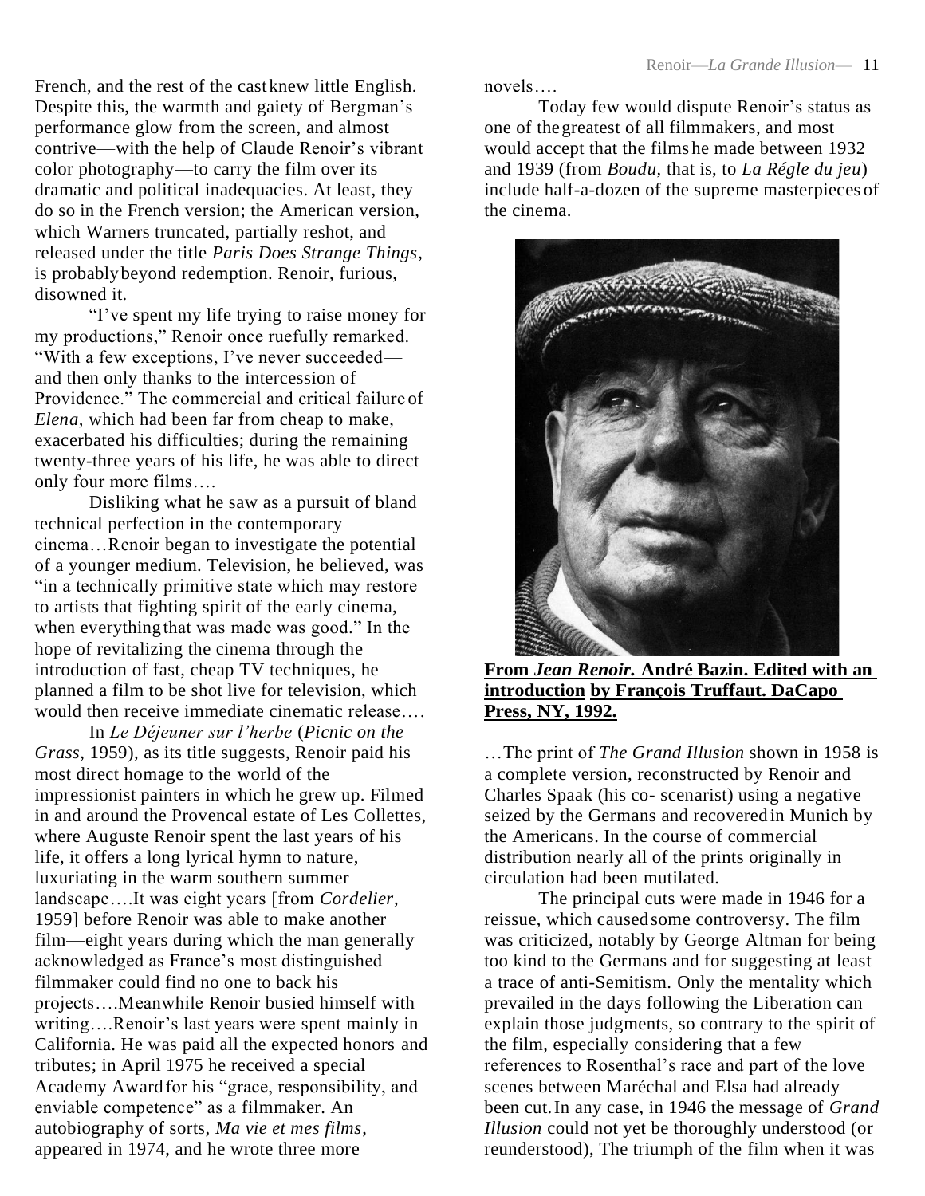French, and the rest of the cast knew little English. Despite this, the warmth and gaiety of Bergman's performance glow from the screen, and almost contrive—with the help of Claude Renoir's vibrant color photography—to carry the film over its dramatic and political inadequacies. At least, they do so in the French version; the American version, which Warners truncated, partially reshot, and released under the title *Paris Does Strange Things*, is probably beyond redemption. Renoir, furious, disowned it.

"I've spent my life trying to raise money for my productions," Renoir once ruefully remarked. "With a few exceptions, I've never succeeded—and then only thanks to the intercession of Providence." The commercial and critical failure of *Elena*, which had been far from cheap to make, exacerbated his difficulties; during the remaining twenty-three years of his life, he was able to direct only four more films….

Disliking what he saw as a pursuit of bland technical perfection in the contemporary cinema…Renoir began to investigate the potential of a younger medium. Television, he believed, was "in a technically primitive state which may restore to artists that fighting spirit of the early cinema, when everything that was made was good." In the hope of revitalizing the cinema through the introduction of fast, cheap TV techniques, he planned a film to be shot live for television, which would then receive immediate cinematic release….

In *Le Déjeuner sur l'herbe* (*Picnic on the Grass*, 1959), as its title suggests, Renoir paid his most direct homage to the world of the impressionist painters in which he grew up. Filmed in and around the Provencal estate of Les Collettes, where Auguste Renoir spent the last years of his life, it offers a long lyrical hymn to nature, luxuriating in the warm southern summer landscape….It was eight years [from *Cordelier*, 1959] before Renoir was able to make another film—eight years during which the man generally acknowledged as France's most distinguished filmmaker could find no one to back his projects….Meanwhile Renoir busied himself with writing….Renoir's last years were spent mainly in California. He was paid all the expected honors and tributes; in April 1975 he received a special Academy Award for his "grace, responsibility, and enviable competence" as a filmmaker. An autobiography of sorts, *Ma vie et mes films*, appeared in 1974, and he wrote three more novels….

Today few would dispute Renoir's status as one of the greatest of all filmmakers, and most would accept that the films he made between 1932 and 1939 (from *Boudu*, that is, to *La Régle du jeu*) include half-a-dozen of the supreme masterpieces of the cinema.

**From *Jean Renoir.* André Bazin. Edited with an introduction by François Truffaut. DaCapo Press, NY, 1992.**

…The print of *The Grand Illusion* shown in 1958 is a complete version, reconstructed by Renoir and Charles Spaak (his co- scenarist) using a negative seized by the Germans and recovered in Munich by the Americans. In the course of commercial distribution nearly all of the prints originally in circulation had been mutilated.

The principal cuts were made in 1946 for a reissue, which caused some controversy. The film was criticized, notably by George Altman for being too kind to the Germans and for suggesting at least a trace of anti-Semitism. Only the mentality which prevailed in the days following the Liberation can explain those judgments, so contrary to the spirit of the film, especially considering that a few references to Rosenthal's race and part of the love scenes between Maréchal and Elsa had already been cut. In any case, in 1946 the message of *Grand Illusion* could not yet be thoroughly understood (or reunderstood), The triumph of the film when it was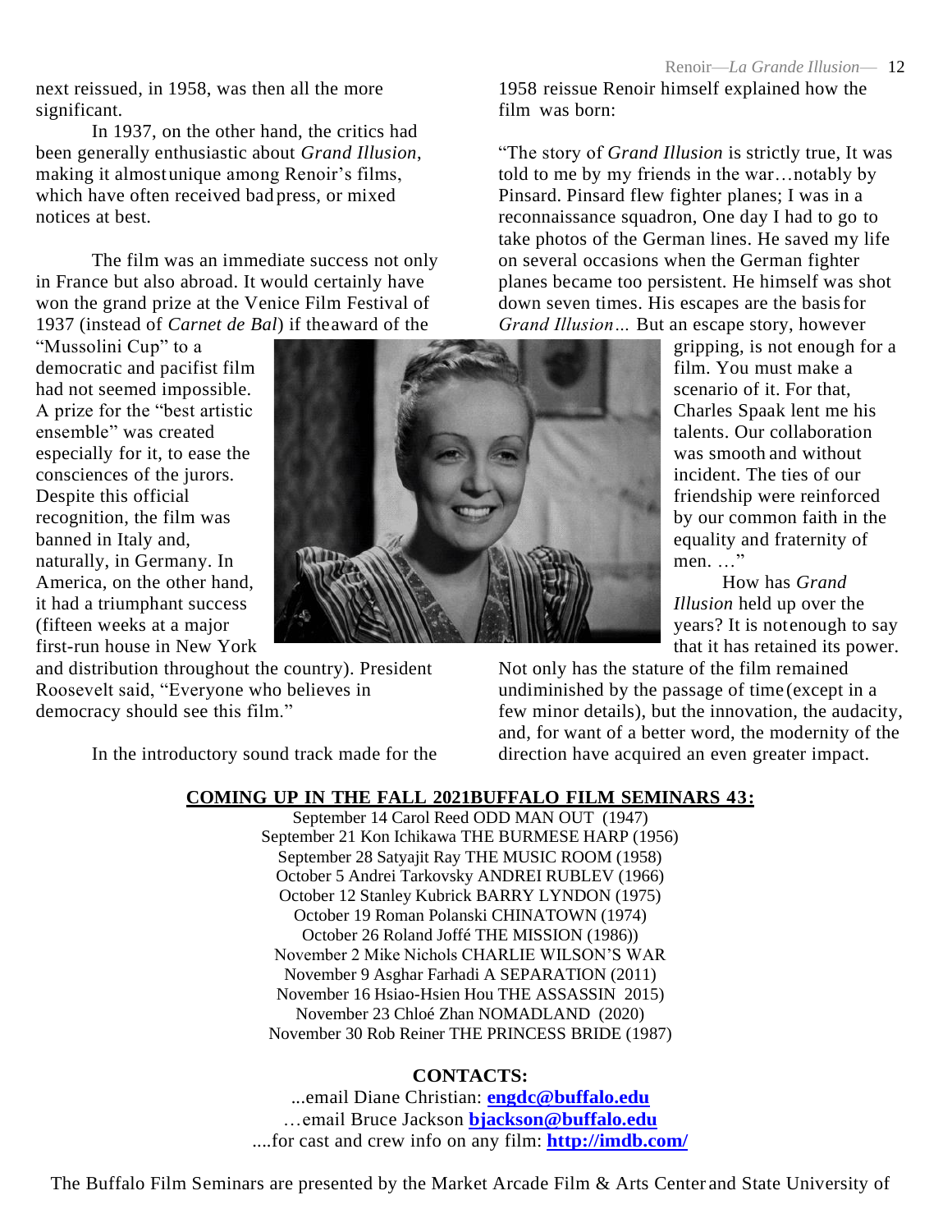next reissued, in 1958, was then all the more significant.

In 1937, on the other hand, the critics had been generally enthusiastic about *Grand Illusion*, making it almost unique among Renoir's films, which have often received bad press, or mixed notices at best.

The film was an immediate success not only in France but also abroad. It would certainly have won the grand prize at the Venice Film Festival of 1937 (instead of *Carnet de Bal*) if the award of the "Mussolini Cup" to a democratic and pacifist film had not seemed impossible. A prize for the "best artistic ensemble" was created especially for it, to ease the consciences of the jurors. Despite this official recognition, the film was banned in Italy and, naturally, in Germany. In America, on the other hand, it had a triumphant success (fifteen weeks at a major first-run house in New York and distribution throughout the country). President Roosevelt said, "Everyone who believes in democracy should see this film."

In the introductory sound track made for the 1958 reissue Renoir himself explained how the film was born:

"The story of *Grand Illusion* is strictly true, It was told to me by my friends in the war…notably by Pinsard. Pinsard flew fighter planes; I was in a reconnaissance squadron, One day I had to go to take photos of the German lines. He saved my life on several occasions when the German fighter planes became too persistent. He himself was shot down seven times. His escapes are the basis for *Grand Illusion…* But an escape story, however gripping, is not enough for a film. You must make a scenario of it. For that, Charles Spaak lent me his talents. Our collaboration was smooth and without incident. The ties of our friendship were reinforced by our common faith in the equality and fraternity of men. …"

How has *Grand Illusion* held up over the years? It is not enough to say that it has retained its power. Not only has the stature of the film remained undiminished by the passage of time (except in a few minor details), but the innovation, the audacity, and, for want of a better word, the modernity of the direction have acquired an even greater impact.

**COMING UP IN THE FALL 2021BUFFALO FILM SEMINARS 43:**

September 14 Carol Reed ODD MAN OUT (1947)
September 21 Kon Ichikawa THE BURMESE HARP (1956)
September 28 Satyajit Ray THE MUSIC ROOM (1958)
October 5 Andrei Tarkovsky ANDREI RUBLEV (1966)
October 12 Stanley Kubrick BARRY LYNDON (1975)
October 19 Roman Polanski CHINATOWN (1974)
October 26 Roland Joffé THE MISSION (1986))
November 2 Mike Nichols CHARLIE WILSON'S WAR
November 9 Asghar Farhadi A SEPARATION (2011)
November 16 Hsiao-Hsien Hou THE ASSASSIN 2015)
November 23 Chloé Zhan NOMADLAND (2020)
November 30 Rob Reiner THE PRINCESS BRIDE (1987)

**CONTACTS:**

...email Diane Christian: **engdc@buffalo.edu**
…email Bruce Jackson **bjackson@buffalo.edu**
....for cast and crew info on any film: **http://imdb.com/**

The Buffalo Film Seminars are presented by the Market Arcade Film & Arts Center and State University of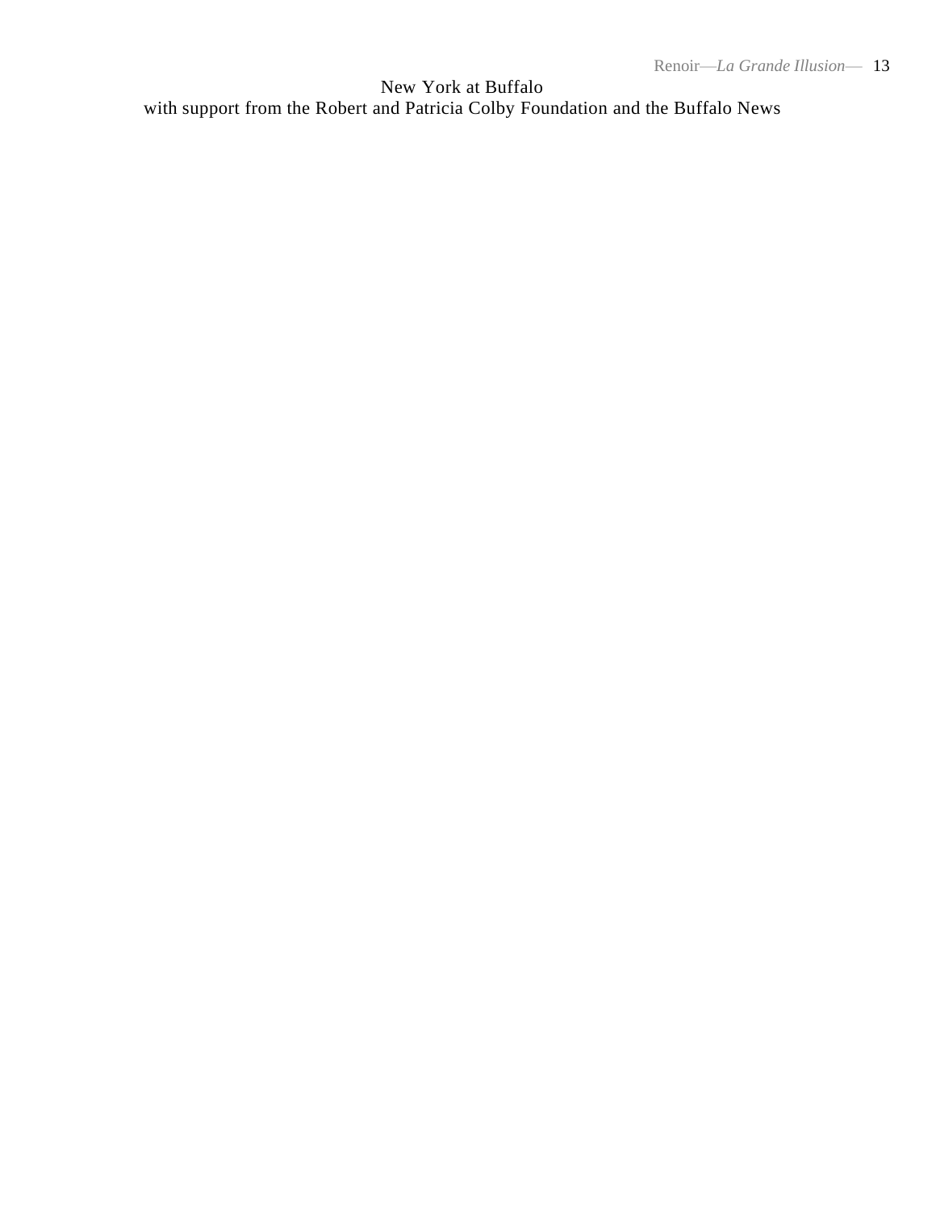New York at Buffalo
with support from the Robert and Patricia Colby Foundation and the Buffalo News